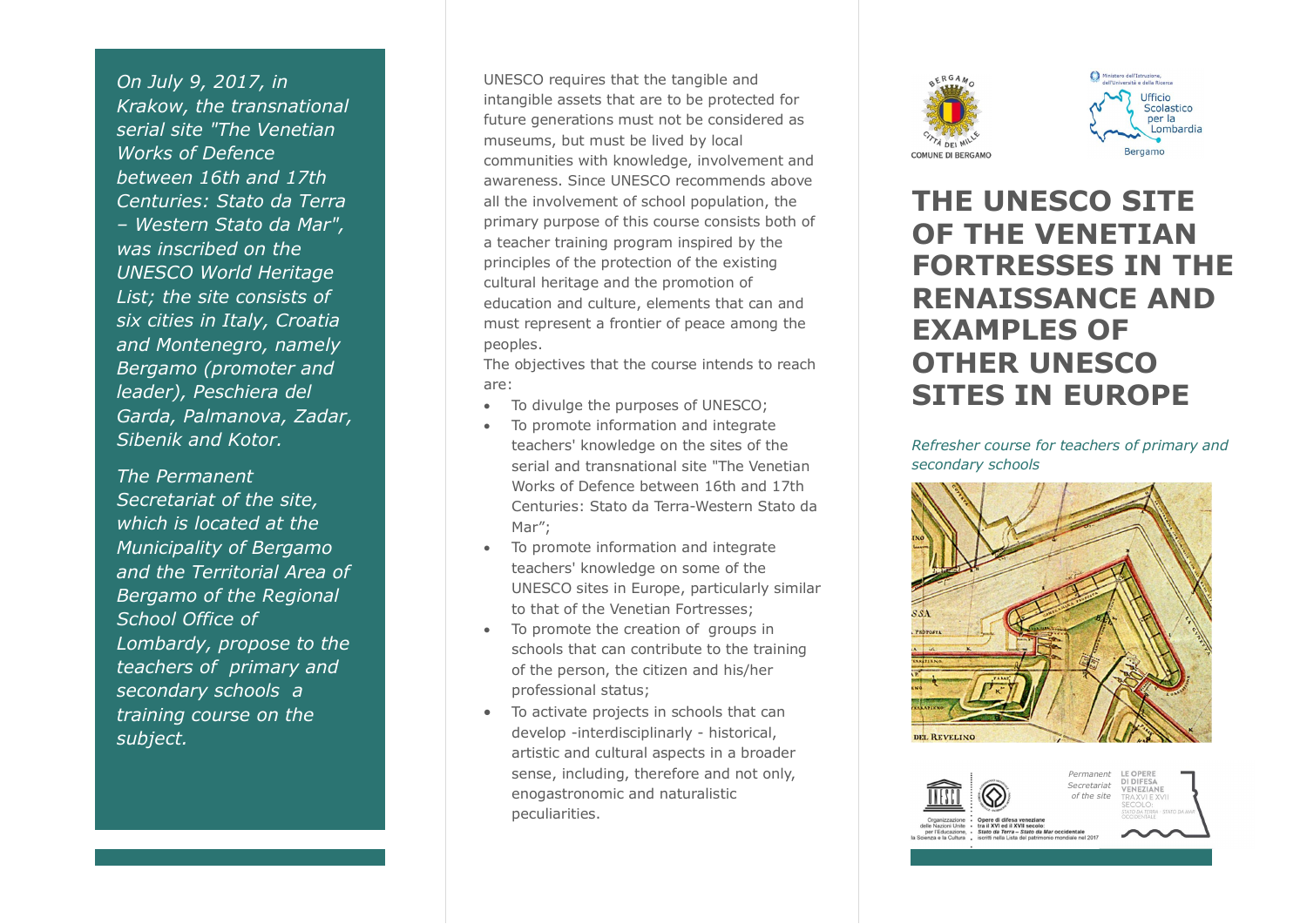*On July 9, 2017, in Krakow, the transnational serial site "The Venetian Works of Defence between 16th and 17th Centuries: Stato da Terra – Western Stato da Mar", was inscribed on the UNESCO World Heritage List; the site consists of six cities in Italy, Croatia and Montenegro, namely Bergamo (promoter and leader), Peschiera del Garda, Palmanova, Zadar, Sibenik and Kotor.*

*The Permanent Secretariat of the site, which is located at the Municipality of Bergamo and the Territorial Area of Bergamo of the Regional School Office of Lombardy, propose to the teachers of primary and secondary schools a training course on the subject.*

UNESCO requires that the tangible and intangible assets that are to be protected for future generations must not be considered as museums, but must be lived by local communities with knowledge, involvement and awareness. Since UNESCO recommends above all the involvement of school population, the primary purpose of this course consists both of a teacher training program inspired by the principles of the protection of the existing cultural heritage and the promotion of education and culture, elements that can and must represent a frontier of peace among the peoples.

The objectives that the course intends to reach are:

- To divulge the purposes of UNESCO;
- To promote information and integrate teachers' knowledge on the sites of the serial and transnational site "The Venetian Works of Defence between 16th and 17th Centuries: Stato da Terra-Western Stato da Mar";
- To promote information and integrate teachers' knowledge on some of the UNESCO sites in Europe, particularly similar to that of the Venetian Fortresses;
- To promote the creation of groups in schools that can contribute to the training of the person, the citizen and his/her professional status;
- To activate projects in schools that can develop -interdisciplinarly - historical, artistic and cultural aspects in a broader sense, including, therefore and not only, enogastronomic and naturalistic peculiarities.

COMUNE DI BERGAMO

Ministero dell'Istruzione, dell'Università e della Ricerca – Ufficio Scolastico per la Lombardia – Bergamo

# THE UNESCO SITE OF THE VENETIAN FORTRESSES IN THE RENAISSANCE AND EXAMPLES OF OTHER UNESCO SITES IN EUROPE

*Refresher course for teachers of primary and secondary schools*

Organizzazione delle Nazioni Unite per l'Educazione, la Scienza e la Cultura · Opere di difesa veneziane tra il XVI ed il XVII secolo: Stato da Terra – Stato da Mar occidentale · iscritti nella Lista del patrimonio mondiale nel 2017

*Permanent Secretariat of the site*

LE OPERE DI DIFESA VENEZIANE TRA XVI E XVII SECOLO: STATO DA TERRA - STATO DA MAR OCCIDENTALE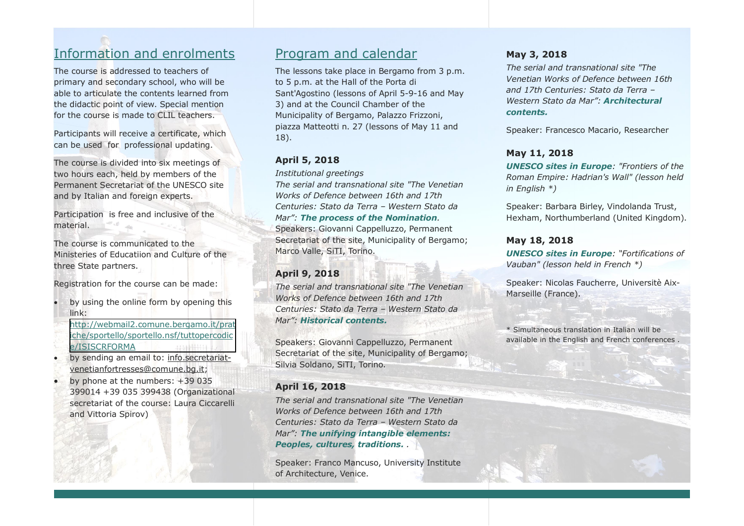## Information and enrolments

The course is addressed to teachers of primary and secondary school, who will be able to articulate the contents learned from the didactic point of view. Special mention for the course is made to CLIL teachers.

Participants will receive a certificate, which can be used for professional updating.

The course is divided into six meetings of two hours each, held by members of the Permanent Secretariat of the UNESCO site and by Italian and foreign experts.

Participation is free and inclusive of the material.

The course is communicated to the Ministeries of Educatiion and Culture of the three State partners.

Registration for the course can be made:

- by using the online form by opening this link: http://webmail2.comune.bergamo.it/pratiche/sportello/sportello.nsf/tuttopercodice/ISISCRFORMA
- by sending an email to: info.secretariat-venetianfortresses@comune.bg.it;
- by phone at the numbers: +39 035 399014 +39 035 399438 (Organizational secretariat of the course: Laura Ciccarelli and Vittoria Spirov)

## Program and calendar

The lessons take place in Bergamo from 3 p.m. to 5 p.m. at the Hall of the Porta di Sant'Agostino (lessons of April 5-9-16 and May 3) and at the Council Chamber of the Municipality of Bergamo, Palazzo Frizzoni, piazza Matteotti n. 27 (lessons of May 11 and 18).

### April 5, 2018

*Institutional greetings*
*The serial and transnational site "The Venetian Works of Defence between 16th and 17th Centuries: Stato da Terra – Western Stato da Mar": **The process of the Nomination**.*
Speakers: Giovanni Cappelluzzo, Permanent Secretariat of the site, Municipality of Bergamo; Marco Valle, SiTI, Torino.

### April 9, 2018

*The serial and transnational site "The Venetian Works of Defence between 16th and 17th Centuries: Stato da Terra – Western Stato da Mar": **Historical contents.***

Speakers: Giovanni Cappelluzzo, Permanent Secretariat of the site, Municipality of Bergamo; Silvia Soldano, SiTI, Torino.

### April 16, 2018

*The serial and transnational site "The Venetian Works of Defence between 16th and 17th Centuries: Stato da Terra – Western Stato da Mar": **The unifying intangible elements: Peoples, cultures, traditions.** .*

Speaker: Franco Mancuso, University Institute of Architecture, Venice.

### May 3, 2018

*The serial and transnational site "The Venetian Works of Defence between 16th and 17th Centuries: Stato da Terra – Western Stato da Mar": **Architectural contents.***

Speaker: Francesco Macario, Researcher

### May 11, 2018

***UNESCO sites in Europe**: "Frontiers of the Roman Empire: Hadrian's Wall" (lesson held in English *)*

Speaker: Barbara Birley, Vindolanda Trust, Hexham, Northumberland (United Kingdom).

### May 18, 2018

***UNESCO sites in Europe**: "Fortifications of Vauban" (lesson held in French *)*

Speaker: Nicolas Faucherre, Universitè Aix-Marseille (France).

* Simultaneous translation in Italian will be available in the English and French conferences .